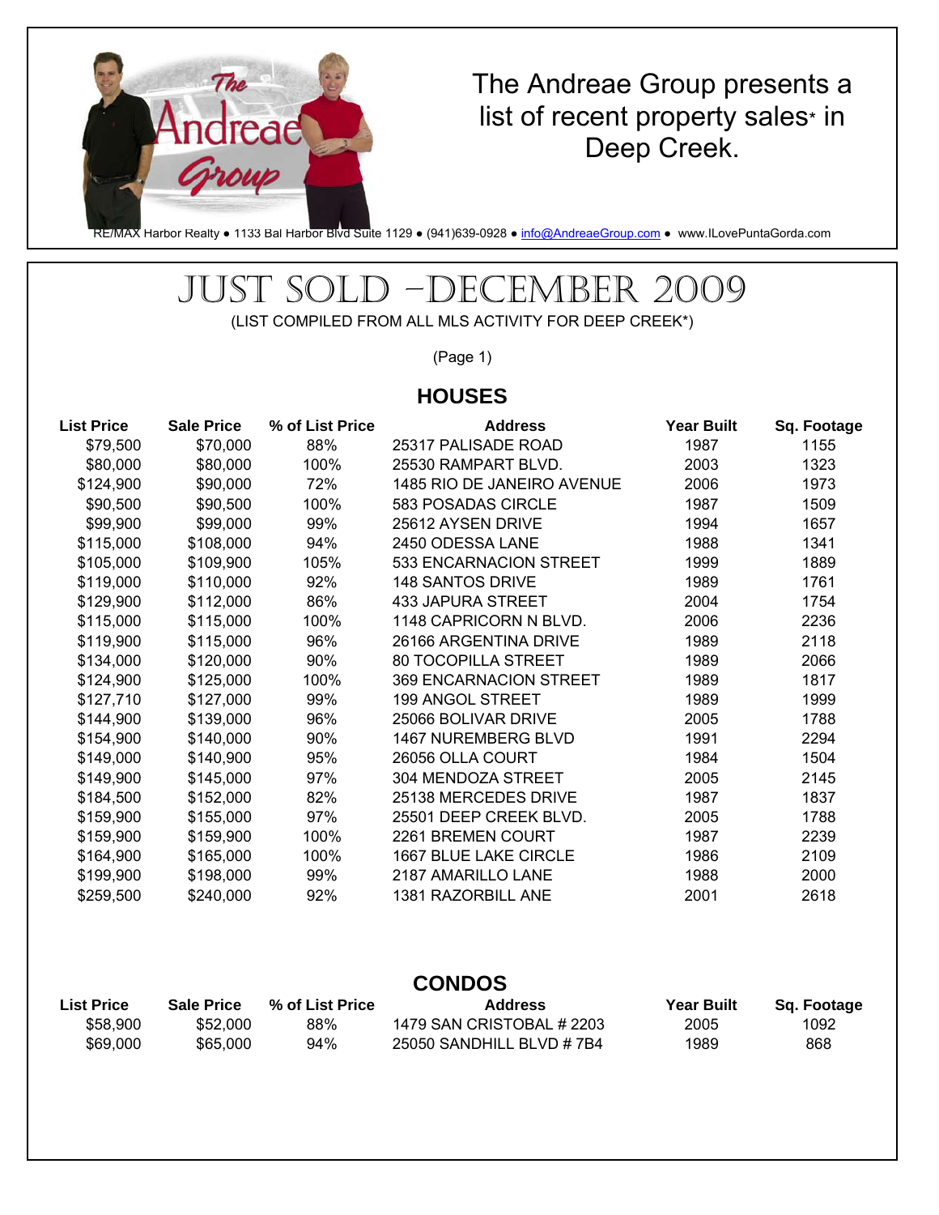The Andreae Group presents a list of recent property sales* in Deep Creek.

RE/MAX Harbor Realty ● 1133 Bal Harbor Blvd Suite 1129 ● (941)639-0928 ● info@AndreaeGroup.com ● www.ILovePuntaGorda.com

# JUST SOLD –DECEMBER 2009

(LIST COMPILED FROM ALL MLS ACTIVITY FOR DEEP CREEK*)

(Page 1)

## HOUSES

| List Price | Sale Price | % of List Price | Address | Year Built | Sq. Footage |
|---|---|---|---|---|---|
| $79,500 | $70,000 | 88% | 25317 PALISADE ROAD | 1987 | 1155 |
| $80,000 | $80,000 | 100% | 25530 RAMPART BLVD. | 2003 | 1323 |
| $124,900 | $90,000 | 72% | 1485 RIO DE JANEIRO AVENUE | 2006 | 1973 |
| $90,500 | $90,500 | 100% | 583 POSADAS CIRCLE | 1987 | 1509 |
| $99,900 | $99,000 | 99% | 25612 AYSEN DRIVE | 1994 | 1657 |
| $115,000 | $108,000 | 94% | 2450 ODESSA LANE | 1988 | 1341 |
| $105,000 | $109,900 | 105% | 533 ENCARNACION STREET | 1999 | 1889 |
| $119,000 | $110,000 | 92% | 148 SANTOS DRIVE | 1989 | 1761 |
| $129,900 | $112,000 | 86% | 433 JAPURA STREET | 2004 | 1754 |
| $115,000 | $115,000 | 100% | 1148 CAPRICORN N BLVD. | 2006 | 2236 |
| $119,900 | $115,000 | 96% | 26166 ARGENTINA DRIVE | 1989 | 2118 |
| $134,000 | $120,000 | 90% | 80 TOCOPILLA STREET | 1989 | 2066 |
| $124,900 | $125,000 | 100% | 369 ENCARNACION STREET | 1989 | 1817 |
| $127,710 | $127,000 | 99% | 199 ANGOL STREET | 1989 | 1999 |
| $144,900 | $139,000 | 96% | 25066 BOLIVAR DRIVE | 2005 | 1788 |
| $154,900 | $140,000 | 90% | 1467 NUREMBERG BLVD | 1991 | 2294 |
| $149,000 | $140,900 | 95% | 26056 OLLA COURT | 1984 | 1504 |
| $149,900 | $145,000 | 97% | 304 MENDOZA STREET | 2005 | 2145 |
| $184,500 | $152,000 | 82% | 25138 MERCEDES DRIVE | 1987 | 1837 |
| $159,900 | $155,000 | 97% | 25501 DEEP CREEK BLVD. | 2005 | 1788 |
| $159,900 | $159,900 | 100% | 2261 BREMEN COURT | 1987 | 2239 |
| $164,900 | $165,000 | 100% | 1667 BLUE LAKE CIRCLE | 1986 | 2109 |
| $199,900 | $198,000 | 99% | 2187 AMARILLO LANE | 1988 | 2000 |
| $259,500 | $240,000 | 92% | 1381 RAZORBILL ANE | 2001 | 2618 |

## CONDOS

| List Price | Sale Price | % of List Price | Address | Year Built | Sq. Footage |
|---|---|---|---|---|---|
| $58,900 | $52,000 | 88% | 1479 SAN CRISTOBAL # 2203 | 2005 | 1092 |
| $69,000 | $65,000 | 94% | 25050 SANDHILL BLVD # 7B4 | 1989 | 868 |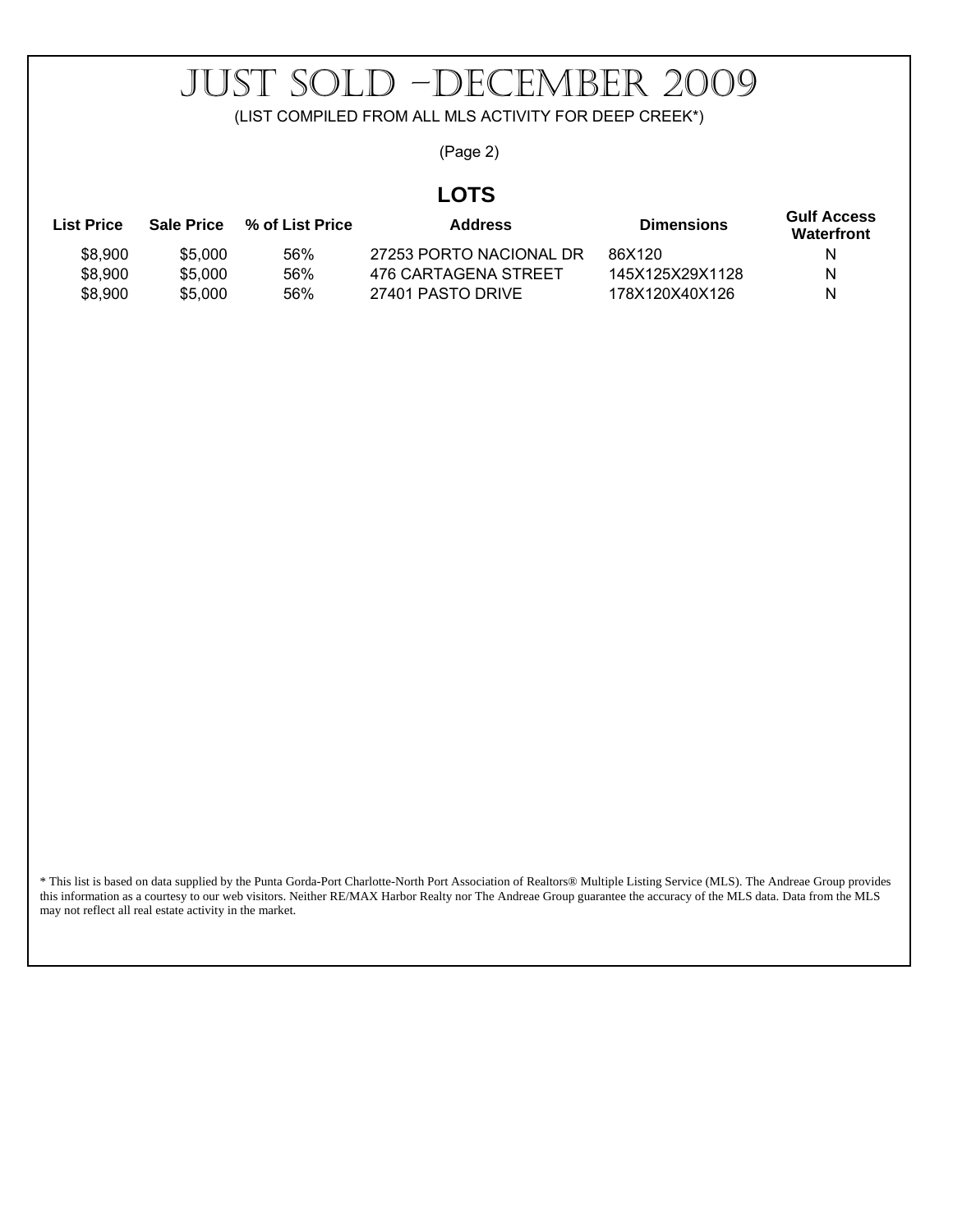# JUST SOLD –DECEMBER 2009

(LIST COMPILED FROM ALL MLS ACTIVITY FOR DEEP CREEK*)

(Page 2)

## LOTS

| List Price | Sale Price | % of List Price | Address | Dimensions | Gulf Access Waterfront |
|---|---|---|---|---|---|
| $8,900 | $5,000 | 56% | 27253 PORTO NACIONAL DR | 86X120 | N |
| $8,900 | $5,000 | 56% | 476 CARTAGENA STREET | 145X125X29X1128 | N |
| $8,900 | $5,000 | 56% | 27401 PASTO DRIVE | 178X120X40X126 | N |

* This list is based on data supplied by the Punta Gorda-Port Charlotte-North Port Association of Realtors® Multiple Listing Service (MLS). The Andreae Group provides this information as a courtesy to our web visitors. Neither RE/MAX Harbor Realty nor The Andreae Group guarantee the accuracy of the MLS data. Data from the MLS may not reflect all real estate activity in the market.